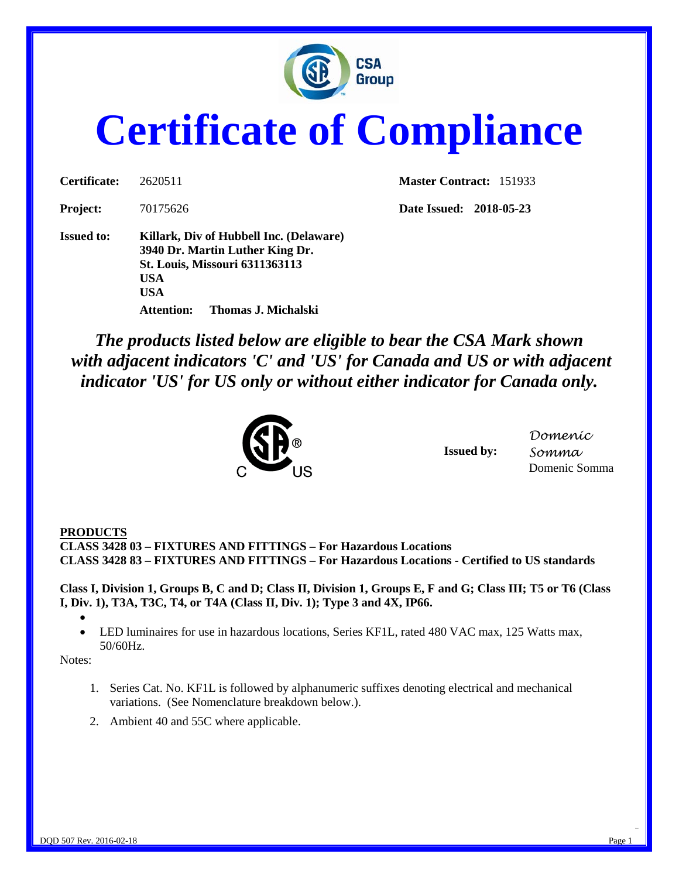# Certificate of Compliance

**Certificate:** 2620511  **Master Contract:** 151933

**Project:** 70175626  **Date Issued:** **2018-05-23**

**Issued to:** **Killark, Div of Hubbell Inc. (Delaware)**
**3940 Dr. Martin Luther King Dr.**
**St. Louis, Missouri 6311363113**
**USA**
**USA**

**Attention:** **Thomas J. Michalski**

***The products listed below are eligible to bear the CSA Mark shown with adjacent indicators 'C' and 'US' for Canada and US or with adjacent indicator 'US' for US only or without either indicator for Canada only.***

**Issued by:** *Domenic Somma*
Domenic Somma

**PRODUCTS**
**CLASS 3428 03 – FIXTURES AND FITTINGS – For Hazardous Locations**
**CLASS 3428 83 – FIXTURES AND FITTINGS – For Hazardous Locations - Certified to US standards**

**Class I, Division 1, Groups B, C and D; Class II, Division 1, Groups E, F and G; Class III; T5 or T6 (Class I, Div. 1), T3A, T3C, T4, or T4A (Class II, Div. 1); Type 3 and 4X, IP66.**

- 
- LED luminaires for use in hazardous locations, Series KF1L, rated 480 VAC max, 125 Watts max, 50/60Hz.

Notes:

1. Series Cat. No. KF1L is followed by alphanumeric suffixes denoting electrical and mechanical variations. (See Nomenclature breakdown below.).
2. Ambient 40 and 55C where applicable.

DQD 507 Rev. 2016-02-18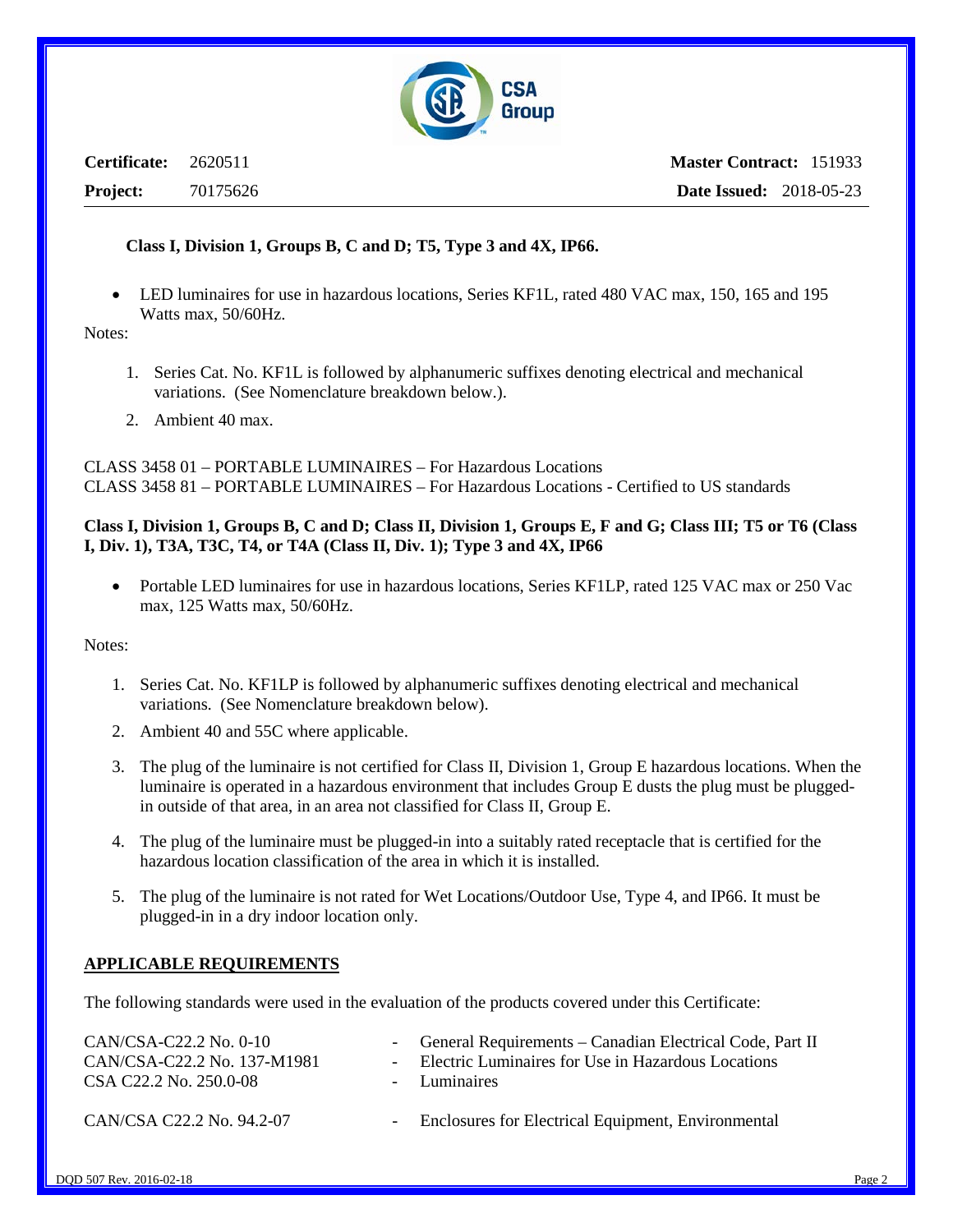**Certificate:** 2620511 **Master Contract:** 151933

**Project:** 70175626 **Date Issued:** 2018-05-23

**Class I, Division 1, Groups B, C and D; T5, Type 3 and 4X, IP66.**

- LED luminaires for use in hazardous locations, Series KF1L, rated 480 VAC max, 150, 165 and 195 Watts max, 50/60Hz.

Notes:

1. Series Cat. No. KF1L is followed by alphanumeric suffixes denoting electrical and mechanical variations. (See Nomenclature breakdown below.).
2. Ambient 40 max.

CLASS 3458 01 – PORTABLE LUMINAIRES – For Hazardous Locations
CLASS 3458 81 – PORTABLE LUMINAIRES – For Hazardous Locations - Certified to US standards

**Class I, Division 1, Groups B, C and D; Class II, Division 1, Groups E, F and G; Class III; T5 or T6 (Class I, Div. 1), T3A, T3C, T4, or T4A (Class II, Div. 1); Type 3 and 4X, IP66**

- Portable LED luminaires for use in hazardous locations, Series KF1LP, rated 125 VAC max or 250 Vac max, 125 Watts max, 50/60Hz.

Notes:

1. Series Cat. No. KF1LP is followed by alphanumeric suffixes denoting electrical and mechanical variations. (See Nomenclature breakdown below).
2. Ambient 40 and 55C where applicable.
3. The plug of the luminaire is not certified for Class II, Division 1, Group E hazardous locations. When the luminaire is operated in a hazardous environment that includes Group E dusts the plug must be plugged-in outside of that area, in an area not classified for Class II, Group E.
4. The plug of the luminaire must be plugged-in into a suitably rated receptacle that is certified for the hazardous location classification of the area in which it is installed.
5. The plug of the luminaire is not rated for Wet Locations/Outdoor Use, Type 4, and IP66. It must be plugged-in in a dry indoor location only.

## APPLICABLE REQUIREMENTS

The following standards were used in the evaluation of the products covered under this Certificate:

| | | |
|---|---|---|
| CAN/CSA-C22.2 No. 0-10 | - | General Requirements – Canadian Electrical Code, Part II |
| CAN/CSA-C22.2 No. 137-M1981 | - | Electric Luminaires for Use in Hazardous Locations |
| CSA C22.2 No. 250.0-08 | - | Luminaires |
| CAN/CSA C22.2 No. 94.2-07 | - | Enclosures for Electrical Equipment, Environmental |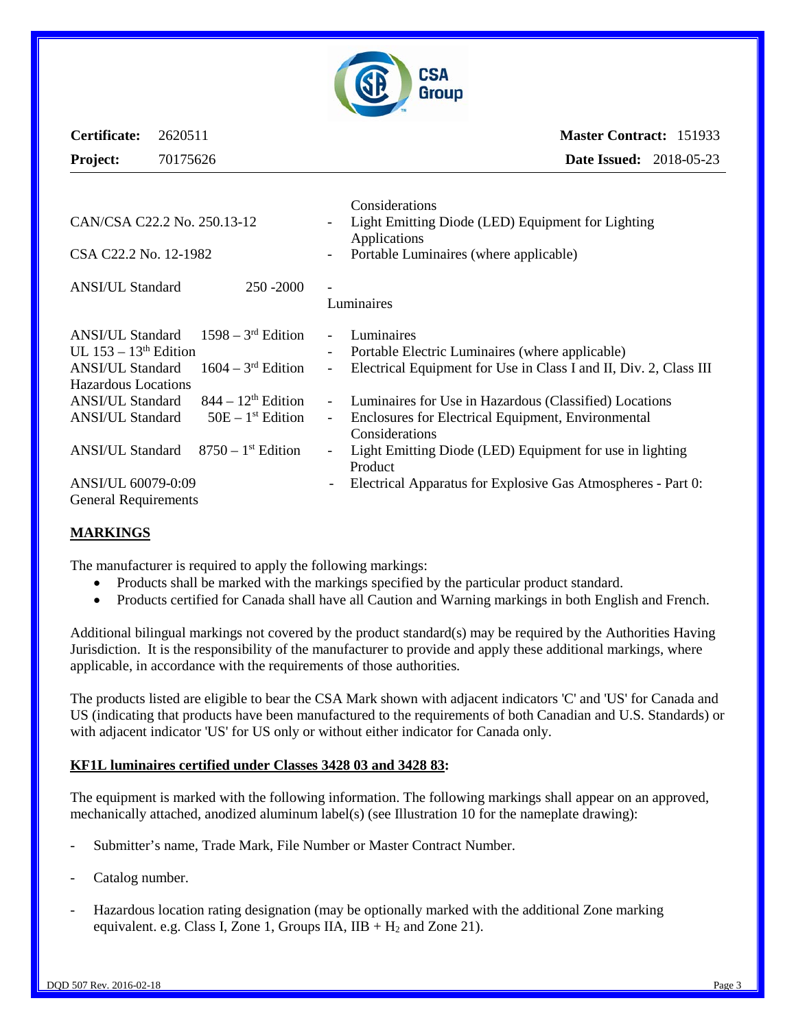**Certificate:** 2620511 **Master Contract:** 151933

**Project:** 70175626 **Date Issued:** 2018-05-23

| | |
|---|---|
| | Considerations |
| CAN/CSA C22.2 No. 250.13-12 | - Light Emitting Diode (LED) Equipment for Lighting Applications |
| CSA C22.2 No. 12-1982 | - Portable Luminaires (where applicable) |
| ANSI/UL Standard 250 -2000 | - Luminaires |
| ANSI/UL Standard 1598 – 3rd Edition | - Luminaires |
| UL 153 – 13th Edition | - Portable Electric Luminaires (where applicable) |
| ANSI/UL Standard 1604 – 3rd Edition | - Electrical Equipment for Use in Class I and II, Div. 2, Class III Hazardous Locations |
| ANSI/UL Standard 844 – 12th Edition | - Luminaires for Use in Hazardous (Classified) Locations |
| ANSI/UL Standard 50E – 1st Edition | - Enclosures for Electrical Equipment, Environmental Considerations |
| ANSI/UL Standard 8750 – 1st Edition | - Light Emitting Diode (LED) Equipment for use in lighting Product |
| ANSI/UL 60079-0:09 | - Electrical Apparatus for Explosive Gas Atmospheres - Part 0: General Requirements |

## MARKINGS

The manufacturer is required to apply the following markings:

- Products shall be marked with the markings specified by the particular product standard.
- Products certified for Canada shall have all Caution and Warning markings in both English and French.

Additional bilingual markings not covered by the product standard(s) may be required by the Authorities Having Jurisdiction. It is the responsibility of the manufacturer to provide and apply these additional markings, where applicable, in accordance with the requirements of those authorities.

The products listed are eligible to bear the CSA Mark shown with adjacent indicators 'C' and 'US' for Canada and US (indicating that products have been manufactured to the requirements of both Canadian and U.S. Standards) or with adjacent indicator 'US' for US only or without either indicator for Canada only.

**KF1L luminaires certified under Classes 3428 03 and 3428 83:**

The equipment is marked with the following information. The following markings shall appear on an approved, mechanically attached, anodized aluminum label(s) (see Illustration 10 for the nameplate drawing):

- Submitter's name, Trade Mark, File Number or Master Contract Number.
- Catalog number.
- Hazardous location rating designation (may be optionally marked with the additional Zone marking equivalent. e.g. Class I, Zone 1, Groups IIA, IIB + $H_2$ and Zone 21).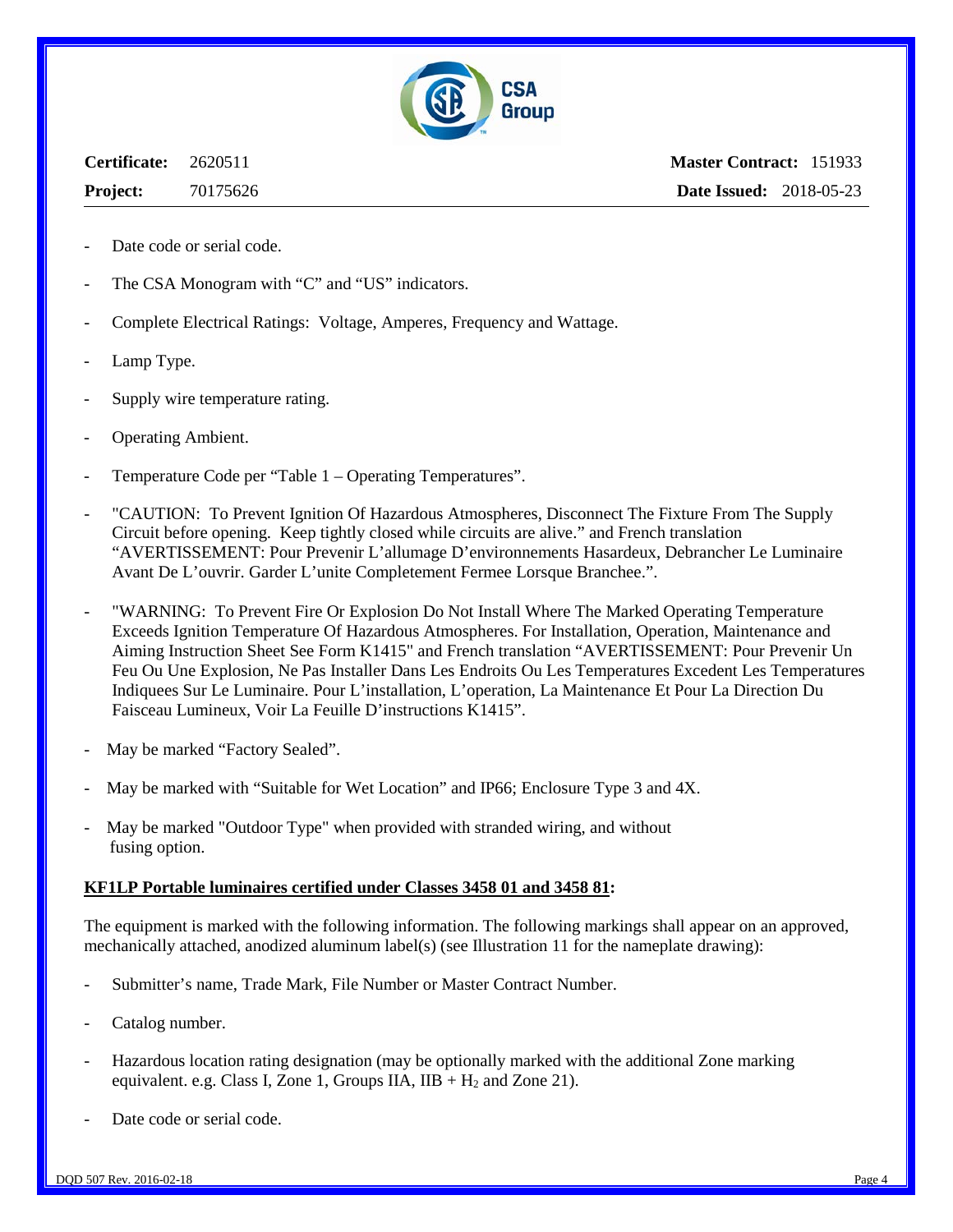- Date code or serial code.
- The CSA Monogram with "C" and "US" indicators.
- Complete Electrical Ratings: Voltage, Amperes, Frequency and Wattage.
- Lamp Type.
- Supply wire temperature rating.
- Operating Ambient.
- Temperature Code per "Table 1 – Operating Temperatures".
- "CAUTION: To Prevent Ignition Of Hazardous Atmospheres, Disconnect The Fixture From The Supply Circuit before opening. Keep tightly closed while circuits are alive." and French translation "AVERTISSEMENT: Pour Prevenir L'allumage D'environnements Hasardeux, Debrancher Le Luminaire Avant De L'ouvrir. Garder L'unite Completement Fermee Lorsque Branchee.".
- "WARNING: To Prevent Fire Or Explosion Do Not Install Where The Marked Operating Temperature Exceeds Ignition Temperature Of Hazardous Atmospheres. For Installation, Operation, Maintenance and Aiming Instruction Sheet See Form K1415" and French translation "AVERTISSEMENT: Pour Prevenir Un Feu Ou Une Explosion, Ne Pas Installer Dans Les Endroits Ou Les Temperatures Excedent Les Temperatures Indiquees Sur Le Luminaire. Pour L'installation, L'operation, La Maintenance Et Pour La Direction Du Faisceau Lumineux, Voir La Feuille D'instructions K1415".
- May be marked "Factory Sealed".
- May be marked with "Suitable for Wet Location" and IP66; Enclosure Type 3 and 4X.
- May be marked "Outdoor Type" when provided with stranded wiring, and without fusing option.

**KF1LP Portable luminaires certified under Classes 3458 01 and 3458 81:**

The equipment is marked with the following information. The following markings shall appear on an approved, mechanically attached, anodized aluminum label(s) (see Illustration 11 for the nameplate drawing):

- Submitter's name, Trade Mark, File Number or Master Contract Number.
- Catalog number.
- Hazardous location rating designation (may be optionally marked with the additional Zone marking equivalent. e.g. Class I, Zone 1, Groups IIA, IIB + $H_2$ and Zone 21).
- Date code or serial code.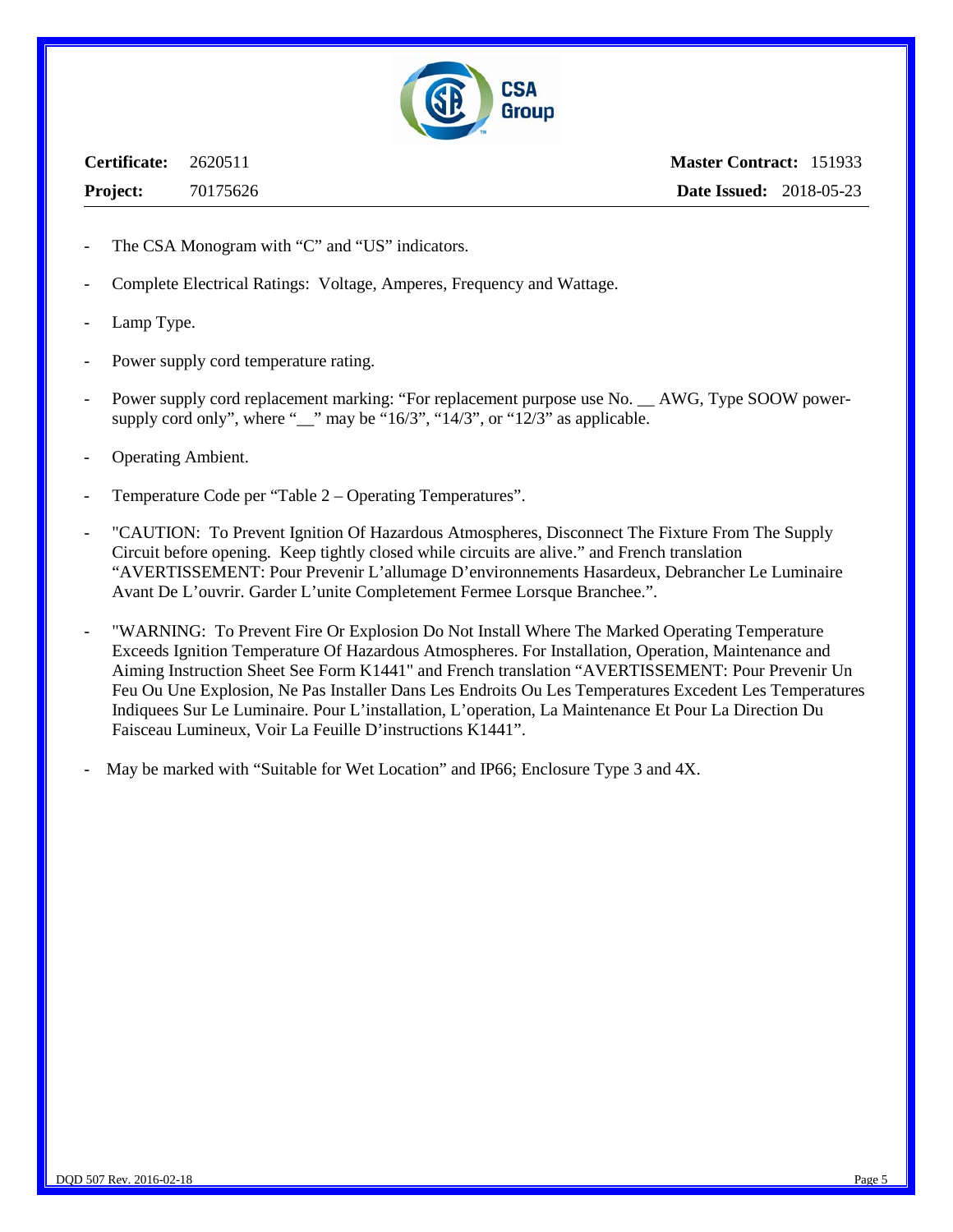**Certificate:** 2620511 **Master Contract:** 151933

**Project:** 70175626 **Date Issued:** 2018-05-23

- The CSA Monogram with "C" and "US" indicators.
- Complete Electrical Ratings: Voltage, Amperes, Frequency and Wattage.
- Lamp Type.
- Power supply cord temperature rating.
- Power supply cord replacement marking: "For replacement purpose use No. __ AWG, Type SOOW power-supply cord only", where "__" may be "16/3", "14/3", or "12/3" as applicable.
- Operating Ambient.
- Temperature Code per "Table 2 – Operating Temperatures".
- "CAUTION: To Prevent Ignition Of Hazardous Atmospheres, Disconnect The Fixture From The Supply Circuit before opening. Keep tightly closed while circuits are alive." and French translation "AVERTISSEMENT: Pour Prevenir L'allumage D'environnements Hasardeux, Debrancher Le Luminaire Avant De L'ouvrir. Garder L'unite Completement Fermee Lorsque Branchee.".
- "WARNING: To Prevent Fire Or Explosion Do Not Install Where The Marked Operating Temperature Exceeds Ignition Temperature Of Hazardous Atmospheres. For Installation, Operation, Maintenance and Aiming Instruction Sheet See Form K1441" and French translation "AVERTISSEMENT: Pour Prevenir Un Feu Ou Une Explosion, Ne Pas Installer Dans Les Endroits Ou Les Temperatures Excedent Les Temperatures Indiquees Sur Le Luminaire. Pour L'installation, L'operation, La Maintenance Et Pour La Direction Du Faisceau Lumineux, Voir La Feuille D'instructions K1441".
- May be marked with "Suitable for Wet Location" and IP66; Enclosure Type 3 and 4X.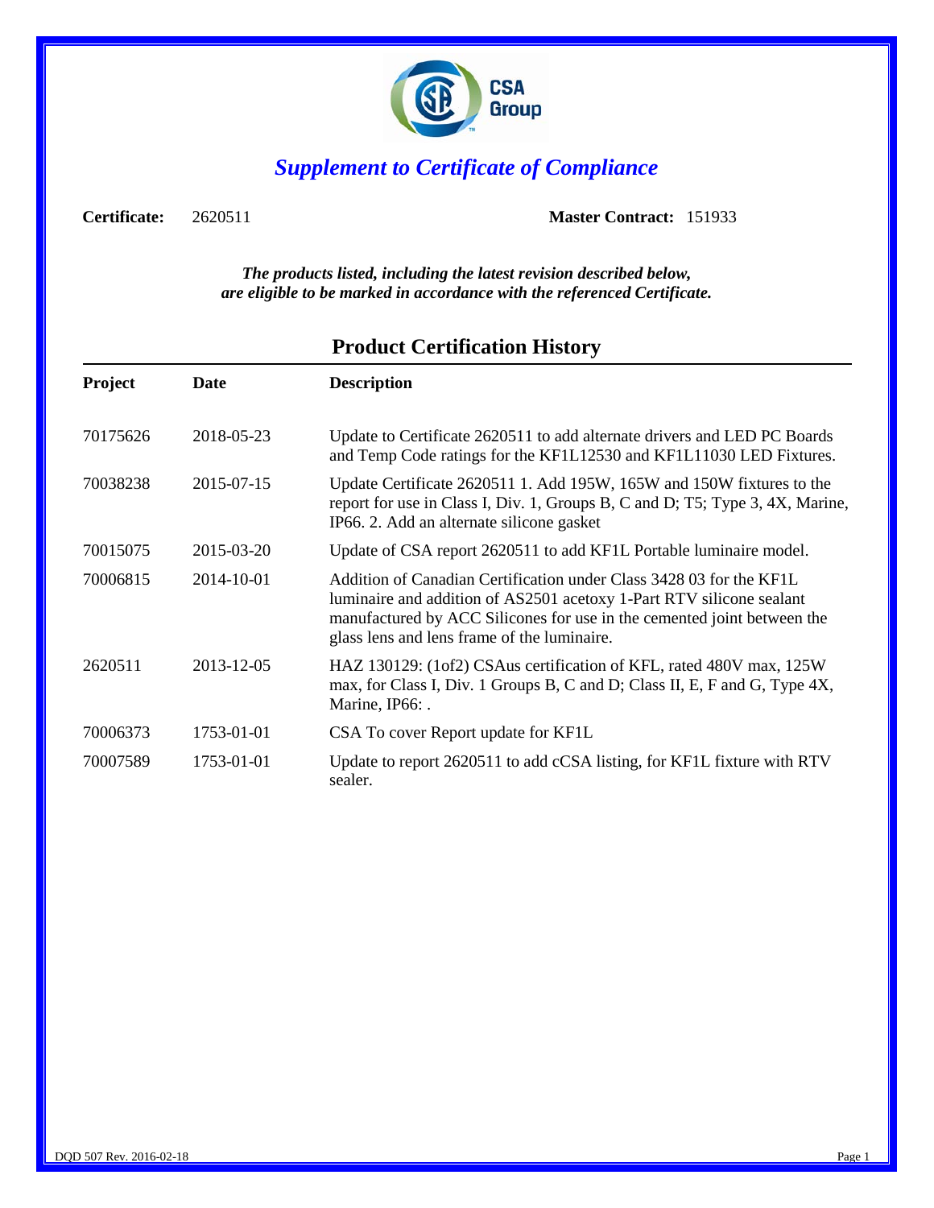# *Supplement to Certificate of Compliance*

**Certificate:** 2620511 **Master Contract:** 151933

***The products listed, including the latest revision described below, are eligible to be marked in accordance with the referenced Certificate.***

## Product Certification History

| Project | Date | Description |
|---|---|---|
| 70175626 | 2018-05-23 | Update to Certificate 2620511 to add alternate drivers and LED PC Boards and Temp Code ratings for the KF1L12530 and KF1L11030 LED Fixtures. |
| 70038238 | 2015-07-15 | Update Certificate 2620511 1. Add 195W, 165W and 150W fixtures to the report for use in Class I, Div. 1, Groups B, C and D; T5; Type 3, 4X, Marine, IP66. 2. Add an alternate silicone gasket |
| 70015075 | 2015-03-20 | Update of CSA report 2620511 to add KF1L Portable luminaire model. |
| 70006815 | 2014-10-01 | Addition of Canadian Certification under Class 3428 03 for the KF1L luminaire and addition of AS2501 acetoxy 1-Part RTV silicone sealant manufactured by ACC Silicones for use in the cemented joint between the glass lens and lens frame of the luminaire. |
| 2620511 | 2013-12-05 | HAZ 130129: (1of2) CSAus certification of KFL, rated 480V max, 125W max, for Class I, Div. 1 Groups B, C and D; Class II, E, F and G, Type 4X, Marine, IP66: . |
| 70006373 | 1753-01-01 | CSA To cover Report update for KF1L |
| 70007589 | 1753-01-01 | Update to report 2620511 to add cCSA listing, for KF1L fixture with RTV sealer. |

DQD 507 Rev. 2016-02-18